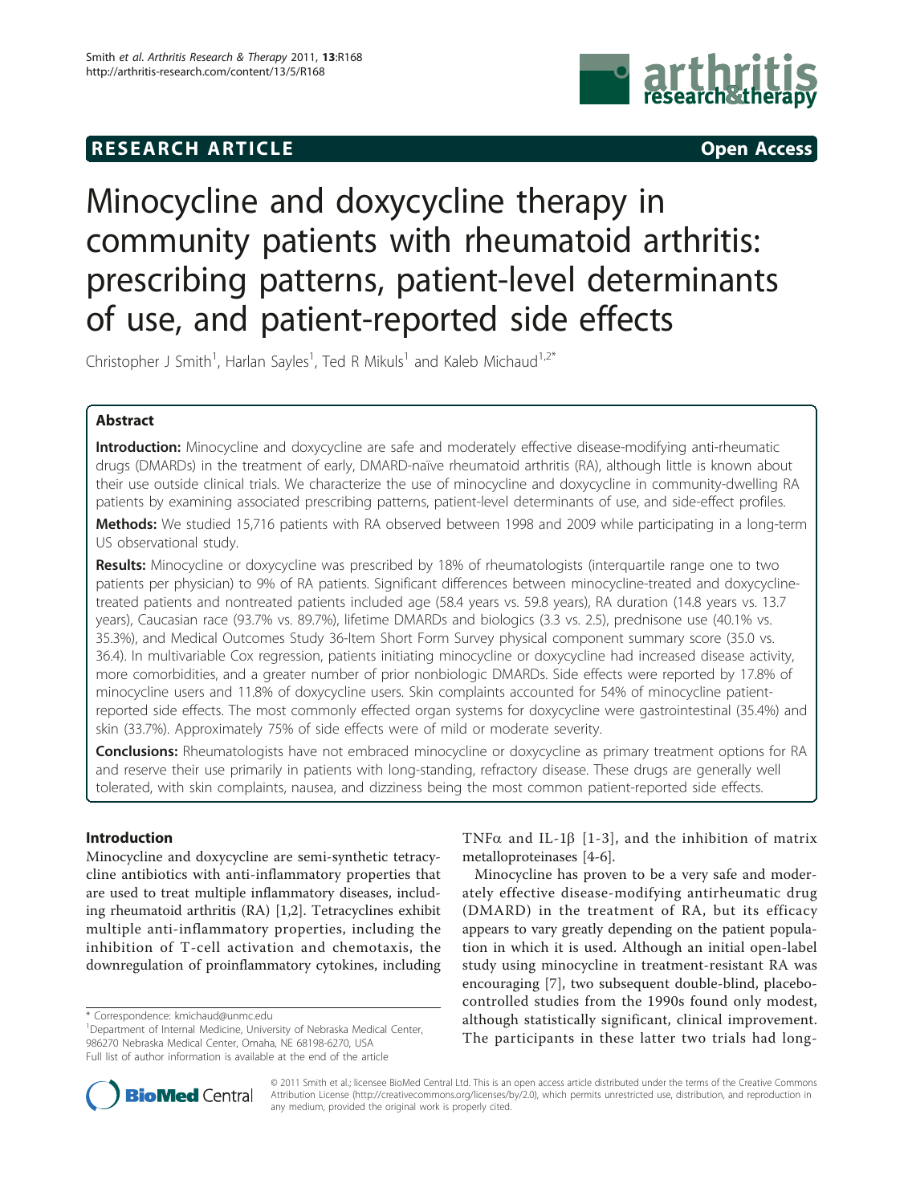RESEARCH ARTICLE Open Access

# Minocycline and doxycycline therapy in community patients with rheumatoid arthritis: prescribing patterns, patient-level determinants of use, and patient-reported side effects

Christopher J Smith[1], Harlan Sayles[1], Ted R Mikuls[1] and Kaleb Michaud[1,2*]

## Abstract

**Introduction:** Minocycline and doxycycline are safe and moderately effective disease-modifying anti-rheumatic drugs (DMARDs) in the treatment of early, DMARD-naïve rheumatoid arthritis (RA), although little is known about their use outside clinical trials. We characterize the use of minocycline and doxycycline in community-dwelling RA patients by examining associated prescribing patterns, patient-level determinants of use, and side-effect profiles.

**Methods:** We studied 15,716 patients with RA observed between 1998 and 2009 while participating in a long-term US observational study.

**Results:** Minocycline or doxycycline was prescribed by 18% of rheumatologists (interquartile range one to two patients per physician) to 9% of RA patients. Significant differences between minocycline-treated and doxycycline-treated patients and nontreated patients included age (58.4 years vs. 59.8 years), RA duration (14.8 years vs. 13.7 years), Caucasian race (93.7% vs. 89.7%), lifetime DMARDs and biologics (3.3 vs. 2.5), prednisone use (40.1% vs. 35.3%), and Medical Outcomes Study 36-Item Short Form Survey physical component summary score (35.0 vs. 36.4). In multivariable Cox regression, patients initiating minocycline or doxycycline had increased disease activity, more comorbidities, and a greater number of prior nonbiologic DMARDs. Side effects were reported by 17.8% of minocycline users and 11.8% of doxycycline users. Skin complaints accounted for 54% of minocycline patient-reported side effects. The most commonly effected organ systems for doxycycline were gastrointestinal (35.4%) and skin (33.7%). Approximately 75% of side effects were of mild or moderate severity.

**Conclusions:** Rheumatologists have not embraced minocycline or doxycycline as primary treatment options for RA and reserve their use primarily in patients with long-standing, refractory disease. These drugs are generally well tolerated, with skin complaints, nausea, and dizziness being the most common patient-reported side effects.

## Introduction

Minocycline and doxycycline are semi-synthetic tetracycline antibiotics with anti-inflammatory properties that are used to treat multiple inflammatory diseases, including rheumatoid arthritis (RA) [1,2]. Tetracyclines exhibit multiple anti-inflammatory properties, including the inhibition of T-cell activation and chemotaxis, the downregulation of proinflammatory cytokines, including TNF$\alpha$ and IL-1$\beta$ [1-3], and the inhibition of matrix metalloproteinases [4-6].

Minocycline has proven to be a very safe and moderately effective disease-modifying antirheumatic drug (DMARD) in the treatment of RA, but its efficacy appears to vary greatly depending on the patient population in which it is used. Although an initial open-label study using minocycline in treatment-resistant RA was encouraging [7], two subsequent double-blind, placebo-controlled studies from the 1990s found only modest, although statistically significant, clinical improvement. The participants in these latter two trials had long-

\* Correspondence: kmichaud@unmc.edu

[1]Department of Internal Medicine, University of Nebraska Medical Center, 986270 Nebraska Medical Center, Omaha, NE 68198-6270, USA

Full list of author information is available at the end of the article

© 2011 Smith et al.; licensee BioMed Central Ltd. This is an open access article distributed under the terms of the Creative Commons Attribution License (http://creativecommons.org/licenses/by/2.0), which permits unrestricted use, distribution, and reproduction in any medium, provided the original work is properly cited.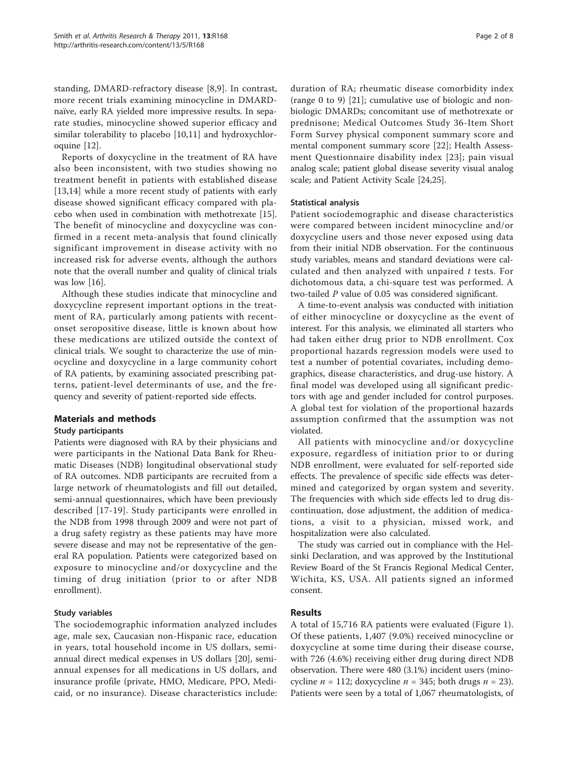standing, DMARD-refractory disease [8,9]. In contrast, more recent trials examining minocycline in DMARD-naïve, early RA yielded more impressive results. In separate studies, minocycline showed superior efficacy and similar tolerability to placebo [10,11] and hydroxychloroquine [12].

Reports of doxycycline in the treatment of RA have also been inconsistent, with two studies showing no treatment benefit in patients with established disease [13,14] while a more recent study of patients with early disease showed significant efficacy compared with placebo when used in combination with methotrexate [15]. The benefit of minocycline and doxycycline was confirmed in a recent meta-analysis that found clinically significant improvement in disease activity with no increased risk for adverse events, although the authors note that the overall number and quality of clinical trials was low [16].

Although these studies indicate that minocycline and doxycycline represent important options in the treatment of RA, particularly among patients with recent-onset seropositive disease, little is known about how these medications are utilized outside the context of clinical trials. We sought to characterize the use of minocycline and doxycycline in a large community cohort of RA patients, by examining associated prescribing patterns, patient-level determinants of use, and the frequency and severity of patient-reported side effects.

## Materials and methods

### Study participants

Patients were diagnosed with RA by their physicians and were participants in the National Data Bank for Rheumatic Diseases (NDB) longitudinal observational study of RA outcomes. NDB participants are recruited from a large network of rheumatologists and fill out detailed, semi-annual questionnaires, which have been previously described [17-19]. Study participants were enrolled in the NDB from 1998 through 2009 and were not part of a drug safety registry as these patients may have more severe disease and may not be representative of the general RA population. Patients were categorized based on exposure to minocycline and/or doxycycline and the timing of drug initiation (prior to or after NDB enrollment).

### Study variables

The sociodemographic information analyzed includes age, male sex, Caucasian non-Hispanic race, education in years, total household income in US dollars, semi-annual direct medical expenses in US dollars [20], semi-annual expenses for all medications in US dollars, and insurance profile (private, HMO, Medicare, PPO, Medicaid, or no insurance). Disease characteristics include: duration of RA; rheumatic disease comorbidity index (range 0 to 9) [21]; cumulative use of biologic and nonbiologic DMARDs; concomitant use of methotrexate or prednisone; Medical Outcomes Study 36-Item Short Form Survey physical component summary score and mental component summary score [22]; Health Assessment Questionnaire disability index [23]; pain visual analog scale; patient global disease severity visual analog scale; and Patient Activity Scale [24,25].

### Statistical analysis

Patient sociodemographic and disease characteristics were compared between incident minocycline and/or doxycycline users and those never exposed using data from their initial NDB observation. For the continuous study variables, means and standard deviations were calculated and then analyzed with unpaired *t* tests. For dichotomous data, a chi-square test was performed. A two-tailed *P* value of 0.05 was considered significant.

A time-to-event analysis was conducted with initiation of either minocycline or doxycycline as the event of interest. For this analysis, we eliminated all starters who had taken either drug prior to NDB enrollment. Cox proportional hazards regression models were used to test a number of potential covariates, including demographics, disease characteristics, and drug-use history. A final model was developed using all significant predictors with age and gender included for control purposes. A global test for violation of the proportional hazards assumption confirmed that the assumption was not violated.

All patients with minocycline and/or doxycycline exposure, regardless of initiation prior to or during NDB enrollment, were evaluated for self-reported side effects. The prevalence of specific side effects was determined and categorized by organ system and severity. The frequencies with which side effects led to drug discontinuation, dose adjustment, the addition of medications, a visit to a physician, missed work, and hospitalization were also calculated.

The study was carried out in compliance with the Helsinki Declaration, and was approved by the Institutional Review Board of the St Francis Regional Medical Center, Wichita, KS, USA. All patients signed an informed consent.

## Results

A total of 15,716 RA patients were evaluated (Figure 1). Of these patients, 1,407 (9.0%) received minocycline or doxycycline at some time during their disease course, with 726 (4.6%) receiving either drug during direct NDB observation. There were 480 (3.1%) incident users (minocycline $n$ = 112; doxycycline $n$ = 345; both drugs $n$ = 23). Patients were seen by a total of 1,067 rheumatologists, of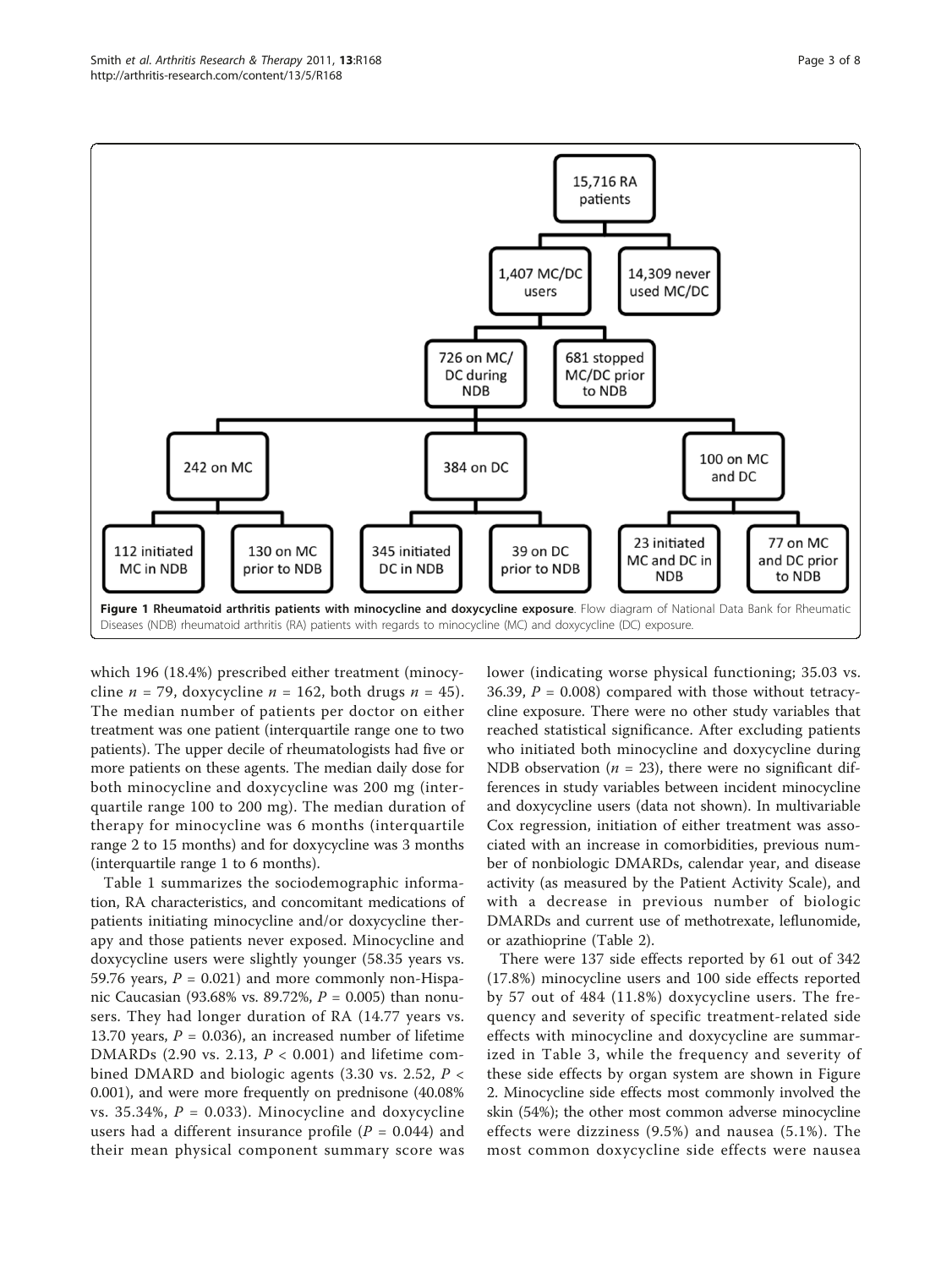**Figure 1 Rheumatoid arthritis patients with minocycline and doxycycline exposure**. Flow diagram of National Data Bank for Rheumatic Diseases (NDB) rheumatoid arthritis (RA) patients with regards to minocycline (MC) and doxycycline (DC) exposure.

which 196 (18.4%) prescribed either treatment (minocycline $n$ = 79, doxycycline $n$ = 162, both drugs $n$ = 45). The median number of patients per doctor on either treatment was one patient (interquartile range one to two patients). The upper decile of rheumatologists had five or more patients on these agents. The median daily dose for both minocycline and doxycycline was 200 mg (interquartile range 100 to 200 mg). The median duration of therapy for minocycline was 6 months (interquartile range 2 to 15 months) and for doxycycline was 3 months (interquartile range 1 to 6 months).

Table 1 summarizes the sociodemographic information, RA characteristics, and concomitant medications of patients initiating minocycline and/or doxycycline therapy and those patients never exposed. Minocycline and doxycycline users were slightly younger (58.35 years vs. 59.76 years, $P$ = 0.021) and more commonly non-Hispanic Caucasian (93.68% vs. 89.72%, $P$ = 0.005) than nonusers. They had longer duration of RA (14.77 years vs. 13.70 years, $P$ = 0.036), an increased number of lifetime DMARDs (2.90 vs. 2.13, $P$ < 0.001) and lifetime combined DMARD and biologic agents (3.30 vs. 2.52, $P$ < 0.001), and were more frequently on prednisone (40.08% vs. 35.34%, $P$ = 0.033). Minocycline and doxycycline users had a different insurance profile ($P$ = 0.044) and their mean physical component summary score was lower (indicating worse physical functioning; 35.03 vs. 36.39, $P$ = 0.008) compared with those without tetracycline exposure. There were no other study variables that reached statistical significance. After excluding patients who initiated both minocycline and doxycycline during NDB observation ($n$ = 23), there were no significant differences in study variables between incident minocycline and doxycycline users (data not shown). In multivariable Cox regression, initiation of either treatment was associated with an increase in comorbidities, previous number of nonbiologic DMARDs, calendar year, and disease activity (as measured by the Patient Activity Scale), and with a decrease in previous number of biologic DMARDs and current use of methotrexate, leflunomide, or azathioprine (Table 2).

There were 137 side effects reported by 61 out of 342 (17.8%) minocycline users and 100 side effects reported by 57 out of 484 (11.8%) doxycycline users. The frequency and severity of specific treatment-related side effects with minocycline and doxycycline are summarized in Table 3, while the frequency and severity of these side effects by organ system are shown in Figure 2. Minocycline side effects most commonly involved the skin (54%); the other most common adverse minocycline effects were dizziness (9.5%) and nausea (5.1%). The most common doxycycline side effects were nausea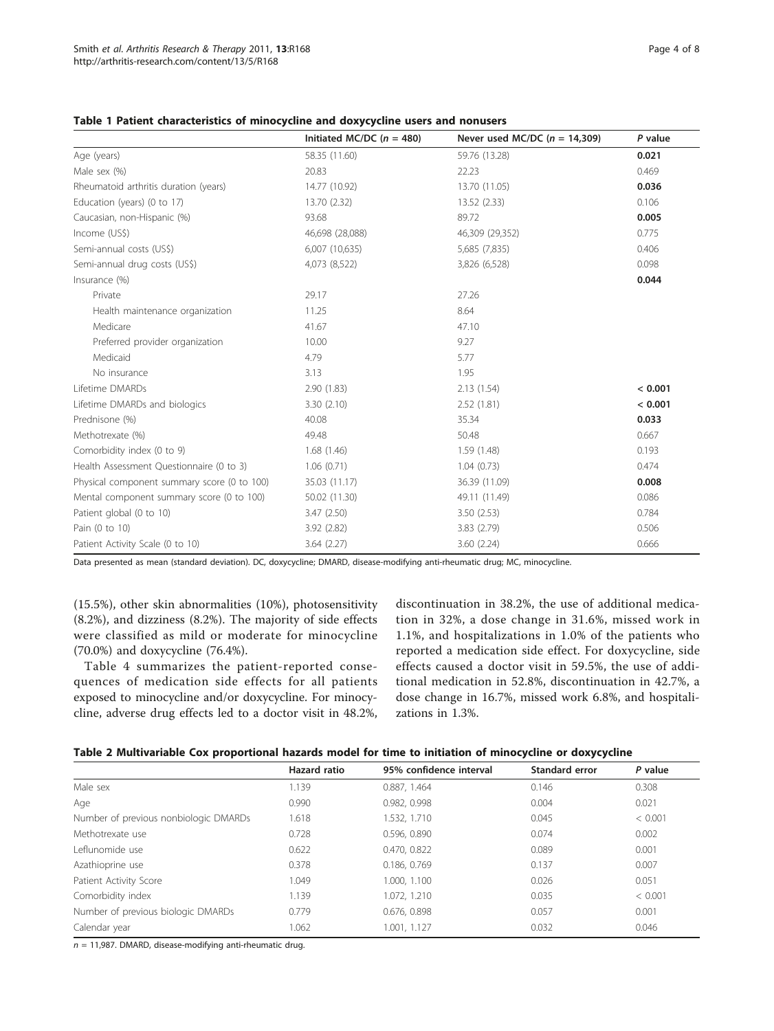**Table 1 Patient characteristics of minocycline and doxycycline users and nonusers**

| | Initiated MC/DC (*n* = 480) | Never used MC/DC (*n* = 14,309) | *P* value |
|---|---|---|---|
| Age (years) | 58.35 (11.60) | 59.76 (13.28) | **0.021** |
| Male sex (%) | 20.83 | 22.23 | 0.469 |
| Rheumatoid arthritis duration (years) | 14.77 (10.92) | 13.70 (11.05) | **0.036** |
| Education (years) (0 to 17) | 13.70 (2.32) | 13.52 (2.33) | 0.106 |
| Caucasian, non-Hispanic (%) | 93.68 | 89.72 | **0.005** |
| Income (US$) | 46,698 (28,088) | 46,309 (29,352) | 0.775 |
| Semi-annual costs (US$) | 6,007 (10,635) | 5,685 (7,835) | 0.406 |
| Semi-annual drug costs (US$) | 4,073 (8,522) | 3,826 (6,528) | 0.098 |
| Insurance (%) | | | **0.044** |
| Private | 29.17 | 27.26 | |
| Health maintenance organization | 11.25 | 8.64 | |
| Medicare | 41.67 | 47.10 | |
| Preferred provider organization | 10.00 | 9.27 | |
| Medicaid | 4.79 | 5.77 | |
| No insurance | 3.13 | 1.95 | |
| Lifetime DMARDs | 2.90 (1.83) | 2.13 (1.54) | **< 0.001** |
| Lifetime DMARDs and biologics | 3.30 (2.10) | 2.52 (1.81) | **< 0.001** |
| Prednisone (%) | 40.08 | 35.34 | **0.033** |
| Methotrexate (%) | 49.48 | 50.48 | 0.667 |
| Comorbidity index (0 to 9) | 1.68 (1.46) | 1.59 (1.48) | 0.193 |
| Health Assessment Questionnaire (0 to 3) | 1.06 (0.71) | 1.04 (0.73) | 0.474 |
| Physical component summary score (0 to 100) | 35.03 (11.17) | 36.39 (11.09) | **0.008** |
| Mental component summary score (0 to 100) | 50.02 (11.30) | 49.11 (11.49) | 0.086 |
| Patient global (0 to 10) | 3.47 (2.50) | 3.50 (2.53) | 0.784 |
| Pain (0 to 10) | 3.92 (2.82) | 3.83 (2.79) | 0.506 |
| Patient Activity Scale (0 to 10) | 3.64 (2.27) | 3.60 (2.24) | 0.666 |

Data presented as mean (standard deviation). DC, doxycycline; DMARD, disease-modifying anti-rheumatic drug; MC, minocycline.

(15.5%), other skin abnormalities (10%), photosensitivity (8.2%), and dizziness (8.2%). The majority of side effects were classified as mild or moderate for minocycline (70.0%) and doxycycline (76.4%).

Table 4 summarizes the patient-reported consequences of medication side effects for all patients exposed to minocycline and/or doxycycline. For minocycline, adverse drug effects led to a doctor visit in 48.2%, discontinuation in 38.2%, the use of additional medication in 32%, a dose change in 31.6%, missed work in 1.1%, and hospitalizations in 1.0% of the patients who reported a medication side effect. For doxycycline, side effects caused a doctor visit in 59.5%, the use of additional medication in 52.8%, discontinuation in 42.7%, a dose change in 16.7%, missed work 6.8%, and hospitalizations in 1.3%.

**Table 2 Multivariable Cox proportional hazards model for time to initiation of minocycline or doxycycline**

| | Hazard ratio | 95% confidence interval | Standard error | *P* value |
|---|---|---|---|---|
| Male sex | 1.139 | 0.887, 1.464 | 0.146 | 0.308 |
| Age | 0.990 | 0.982, 0.998 | 0.004 | 0.021 |
| Number of previous nonbiologic DMARDs | 1.618 | 1.532, 1.710 | 0.045 | < 0.001 |
| Methotrexate use | 0.728 | 0.596, 0.890 | 0.074 | 0.002 |
| Leflunomide use | 0.622 | 0.470, 0.822 | 0.089 | 0.001 |
| Azathioprine use | 0.378 | 0.186, 0.769 | 0.137 | 0.007 |
| Patient Activity Score | 1.049 | 1.000, 1.100 | 0.026 | 0.051 |
| Comorbidity index | 1.139 | 1.072, 1.210 | 0.035 | < 0.001 |
| Number of previous biologic DMARDs | 0.779 | 0.676, 0.898 | 0.057 | 0.001 |
| Calendar year | 1.062 | 1.001, 1.127 | 0.032 | 0.046 |

*n* = 11,987. DMARD, disease-modifying anti-rheumatic drug.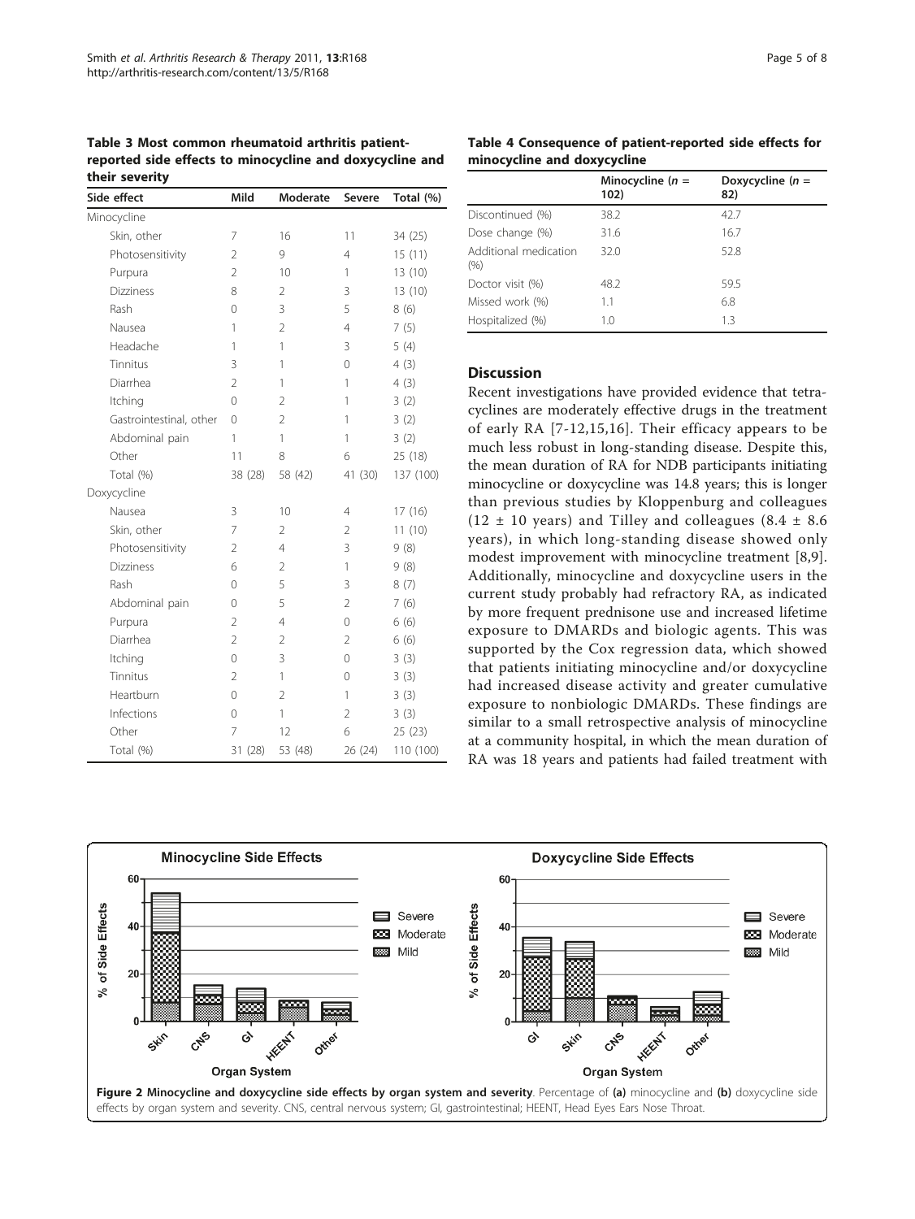**Table 3 Most common rheumatoid arthritis patient-reported side effects to minocycline and doxycycline and their severity**

| Side effect | Mild | Moderate | Severe | Total (%) |
|---|---|---|---|---|
| Minocycline | | | | |
| Skin, other | 7 | 16 | 11 | 34 (25) |
| Photosensitivity | 2 | 9 | 4 | 15 (11) |
| Purpura | 2 | 10 | 1 | 13 (10) |
| Dizziness | 8 | 2 | 3 | 13 (10) |
| Rash | 0 | 3 | 5 | 8 (6) |
| Nausea | 1 | 2 | 4 | 7 (5) |
| Headache | 1 | 1 | 3 | 5 (4) |
| Tinnitus | 3 | 1 | 0 | 4 (3) |
| Diarrhea | 2 | 1 | 1 | 4 (3) |
| Itching | 0 | 2 | 1 | 3 (2) |
| Gastrointestinal, other | 0 | 2 | 1 | 3 (2) |
| Abdominal pain | 1 | 1 | 1 | 3 (2) |
| Other | 11 | 8 | 6 | 25 (18) |
| Total (%) | 38 (28) | 58 (42) | 41 (30) | 137 (100) |
| Doxycycline | | | | |
| Nausea | 3 | 10 | 4 | 17 (16) |
| Skin, other | 7 | 2 | 2 | 11 (10) |
| Photosensitivity | 2 | 4 | 3 | 9 (8) |
| Dizziness | 6 | 2 | 1 | 9 (8) |
| Rash | 0 | 5 | 3 | 8 (7) |
| Abdominal pain | 0 | 5 | 2 | 7 (6) |
| Purpura | 2 | 4 | 0 | 6 (6) |
| Diarrhea | 2 | 2 | 2 | 6 (6) |
| Itching | 0 | 3 | 0 | 3 (3) |
| Tinnitus | 2 | 1 | 0 | 3 (3) |
| Heartburn | 0 | 2 | 1 | 3 (3) |
| Infections | 0 | 1 | 2 | 3 (3) |
| Other | 7 | 12 | 6 | 25 (23) |
| Total (%) | 31 (28) | 53 (48) | 26 (24) | 110 (100) |

**Table 4 Consequence of patient-reported side effects for minocycline and doxycycline**

| | Minocycline (*n* = 102) | Doxycycline (*n* = 82) |
|---|---|---|
| Discontinued (%) | 38.2 | 42.7 |
| Dose change (%) | 31.6 | 16.7 |
| Additional medication (%) | 32.0 | 52.8 |
| Doctor visit (%) | 48.2 | 59.5 |
| Missed work (%) | 1.1 | 6.8 |
| Hospitalized (%) | 1.0 | 1.3 |

## Discussion

Recent investigations have provided evidence that tetracyclines are moderately effective drugs in the treatment of early RA [7-12,15,16]. Their efficacy appears to be much less robust in long-standing disease. Despite this, the mean duration of RA for NDB participants initiating minocycline or doxycycline was 14.8 years; this is longer than previous studies by Kloppenburg and colleagues (12 ± 10 years) and Tilley and colleagues (8.4 ± 8.6 years), in which long-standing disease showed only modest improvement with minocycline treatment [8,9]. Additionally, minocycline and doxycycline users in the current study probably had refractory RA, as indicated by more frequent prednisone use and increased lifetime exposure to DMARDs and biologic agents. This was supported by the Cox regression data, which showed that patients initiating minocycline and/or doxycycline had increased disease activity and greater cumulative exposure to nonbiologic DMARDs. These findings are similar to a small retrospective analysis of minocycline at a community hospital, in which the mean duration of RA was 18 years and patients had failed treatment with

**Figure 2 Minocycline and doxycycline side effects by organ system and severity**. Percentage of **(a)** minocycline and **(b)** doxycycline side effects by organ system and severity. CNS, central nervous system; GI, gastrointestinal; HEENT, Head Eyes Ears Nose Throat.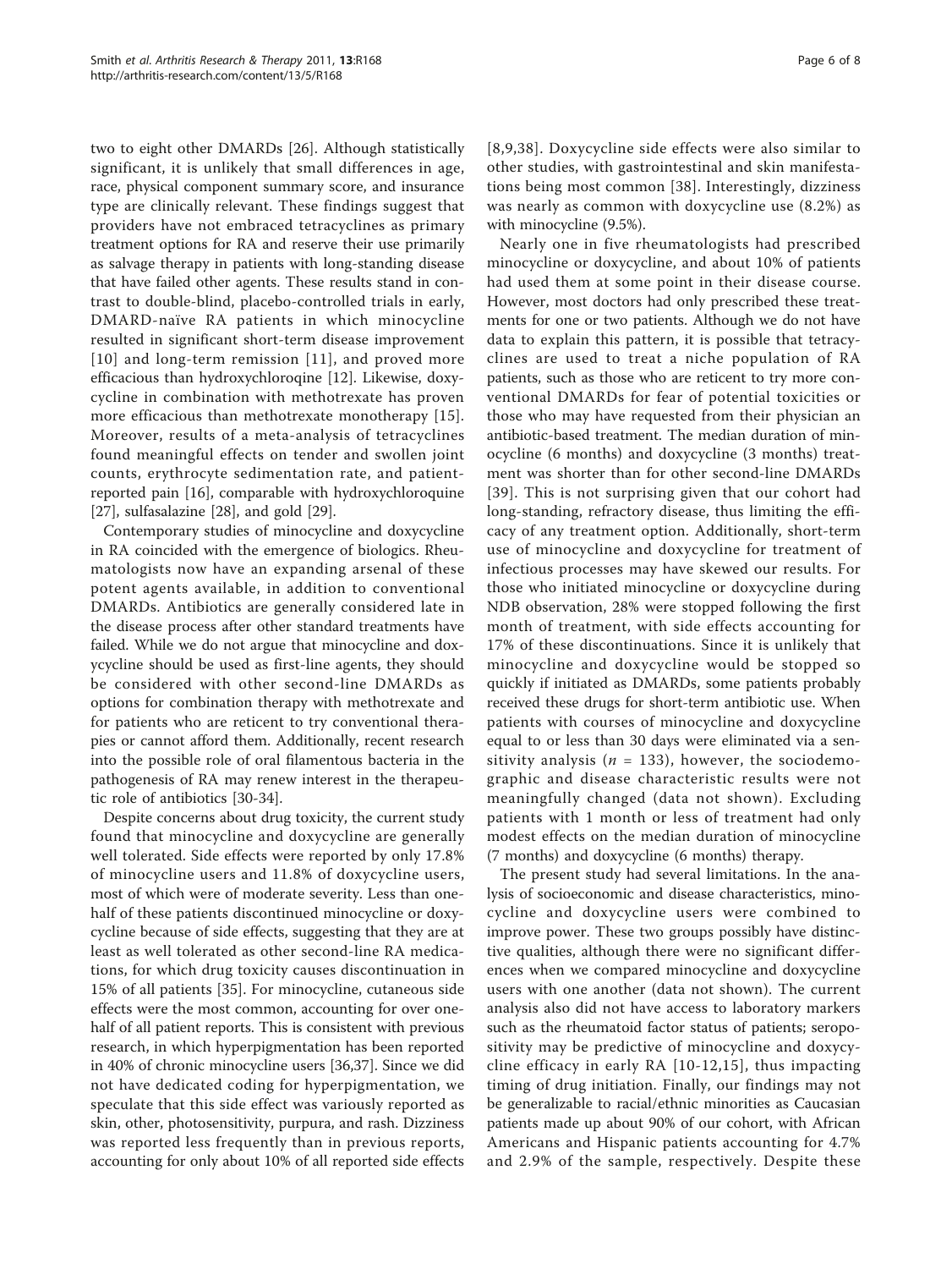two to eight other DMARDs [26]. Although statistically significant, it is unlikely that small differences in age, race, physical component summary score, and insurance type are clinically relevant. These findings suggest that providers have not embraced tetracyclines as primary treatment options for RA and reserve their use primarily as salvage therapy in patients with long-standing disease that have failed other agents. These results stand in contrast to double-blind, placebo-controlled trials in early, DMARD-naïve RA patients in which minocycline resulted in significant short-term disease improvement [10] and long-term remission [11], and proved more efficacious than hydroxychloroqine [12]. Likewise, doxycycline in combination with methotrexate has proven more efficacious than methotrexate monotherapy [15]. Moreover, results of a meta-analysis of tetracyclines found meaningful effects on tender and swollen joint counts, erythrocyte sedimentation rate, and patient-reported pain [16], comparable with hydroxychloroquine [27], sulfasalazine [28], and gold [29].

Contemporary studies of minocycline and doxycycline in RA coincided with the emergence of biologics. Rheumatologists now have an expanding arsenal of these potent agents available, in addition to conventional DMARDs. Antibiotics are generally considered late in the disease process after other standard treatments have failed. While we do not argue that minocycline and doxycycline should be used as first-line agents, they should be considered with other second-line DMARDs as options for combination therapy with methotrexate and for patients who are reticent to try conventional therapies or cannot afford them. Additionally, recent research into the possible role of oral filamentous bacteria in the pathogenesis of RA may renew interest in the therapeutic role of antibiotics [30-34].

Despite concerns about drug toxicity, the current study found that minocycline and doxycycline are generally well tolerated. Side effects were reported by only 17.8% of minocycline users and 11.8% of doxycycline users, most of which were of moderate severity. Less than one-half of these patients discontinued minocycline or doxycycline because of side effects, suggesting that they are at least as well tolerated as other second-line RA medications, for which drug toxicity causes discontinuation in 15% of all patients [35]. For minocycline, cutaneous side effects were the most common, accounting for over one-half of all patient reports. This is consistent with previous research, in which hyperpigmentation has been reported in 40% of chronic minocycline users [36,37]. Since we did not have dedicated coding for hyperpigmentation, we speculate that this side effect was variously reported as skin, other, photosensitivity, purpura, and rash. Dizziness was reported less frequently than in previous reports, accounting for only about 10% of all reported side effects [8,9,38]. Doxycycline side effects were also similar to other studies, with gastrointestinal and skin manifestations being most common [38]. Interestingly, dizziness was nearly as common with doxycycline use (8.2%) as with minocycline (9.5%).

Nearly one in five rheumatologists had prescribed minocycline or doxycycline, and about 10% of patients had used them at some point in their disease course. However, most doctors had only prescribed these treatments for one or two patients. Although we do not have data to explain this pattern, it is possible that tetracyclines are used to treat a niche population of RA patients, such as those who are reticent to try more conventional DMARDs for fear of potential toxicities or those who may have requested from their physician an antibiotic-based treatment. The median duration of minocycline (6 months) and doxycycline (3 months) treatment was shorter than for other second-line DMARDs [39]. This is not surprising given that our cohort had long-standing, refractory disease, thus limiting the efficacy of any treatment option. Additionally, short-term use of minocycline and doxycycline for treatment of infectious processes may have skewed our results. For those who initiated minocycline or doxycycline during NDB observation, 28% were stopped following the first month of treatment, with side effects accounting for 17% of these discontinuations. Since it is unlikely that minocycline and doxycycline would be stopped so quickly if initiated as DMARDs, some patients probably received these drugs for short-term antibiotic use. When patients with courses of minocycline and doxycycline equal to or less than 30 days were eliminated via a sensitivity analysis ($n$ = 133), however, the sociodemographic and disease characteristic results were not meaningfully changed (data not shown). Excluding patients with 1 month or less of treatment had only modest effects on the median duration of minocycline (7 months) and doxycycline (6 months) therapy.

The present study had several limitations. In the analysis of socioeconomic and disease characteristics, minocycline and doxycycline users were combined to improve power. These two groups possibly have distinctive qualities, although there were no significant differences when we compared minocycline and doxycycline users with one another (data not shown). The current analysis also did not have access to laboratory markers such as the rheumatoid factor status of patients; seropositivity may be predictive of minocycline and doxycycline efficacy in early RA [10-12,15], thus impacting timing of drug initiation. Finally, our findings may not be generalizable to racial/ethnic minorities as Caucasian patients made up about 90% of our cohort, with African Americans and Hispanic patients accounting for 4.7% and 2.9% of the sample, respectively. Despite these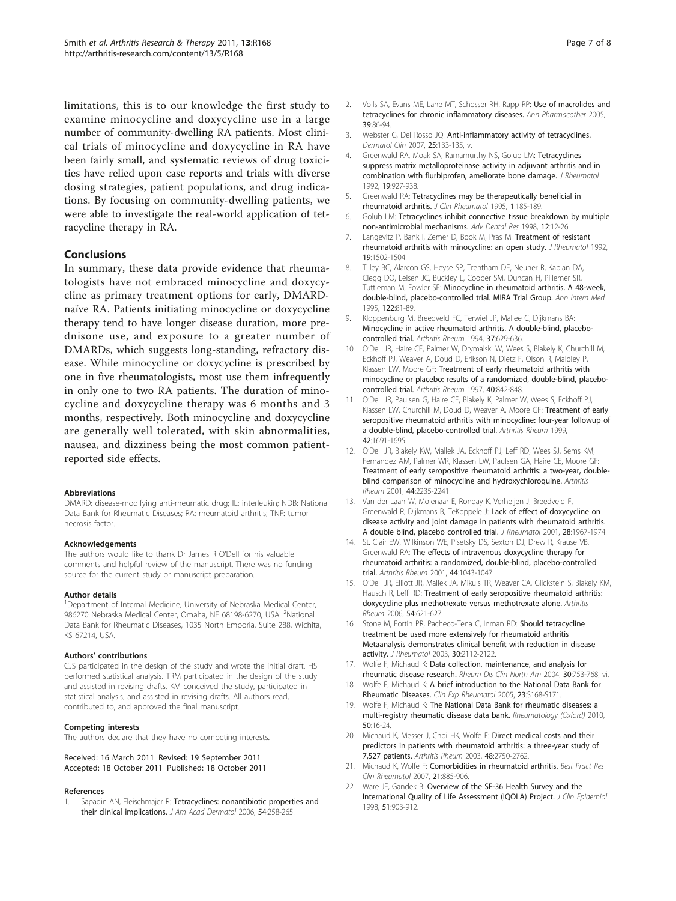limitations, this is to our knowledge the first study to examine minocycline and doxycycline use in a large number of community-dwelling RA patients. Most clinical trials of minocycline and doxycycline in RA have been fairly small, and systematic reviews of drug toxicities have relied upon case reports and trials with diverse dosing strategies, patient populations, and drug indications. By focusing on community-dwelling patients, we were able to investigate the real-world application of tetracycline therapy in RA.

## Conclusions

In summary, these data provide evidence that rheumatologists have not embraced minocycline and doxycycline as primary treatment options for early, DMARD-naïve RA. Patients initiating minocycline or doxycycline therapy tend to have longer disease duration, more prednisone use, and exposure to a greater number of DMARDs, which suggests long-standing, refractory disease. While minocycline or doxycycline is prescribed by one in five rheumatologists, most use them infrequently in only one to two RA patients. The duration of minocycline and doxycycline therapy was 6 months and 3 months, respectively. Both minocycline and doxycycline are generally well tolerated, with skin abnormalities, nausea, and dizziness being the most common patient-reported side effects.

#### Abbreviations

DMARD: disease-modifying anti-rheumatic drug; IL: interleukin; NDB: National Data Bank for Rheumatic Diseases; RA: rheumatoid arthritis; TNF: tumor necrosis factor.

#### Acknowledgements

The authors would like to thank Dr James R O'Dell for his valuable comments and helpful review of the manuscript. There was no funding source for the current study or manuscript preparation.

#### Author details

[1]Department of Internal Medicine, University of Nebraska Medical Center, 986270 Nebraska Medical Center, Omaha, NE 68198-6270, USA. [2]National Data Bank for Rheumatic Diseases, 1035 North Emporia, Suite 288, Wichita, KS 67214, USA.

#### Authors' contributions

CJS participated in the design of the study and wrote the initial draft. HS performed statistical analysis. TRM participated in the design of the study and assisted in revising drafts. KM conceived the study, participated in statistical analysis, and assisted in revising drafts. All authors read, contributed to, and approved the final manuscript.

#### Competing interests

The authors declare that they have no competing interests.

Received: 16 March 2011 Revised: 19 September 2011
Accepted: 18 October 2011 Published: 18 October 2011

#### References

1. Sapadin AN, Fleischmajer R: **Tetracyclines: nonantibiotic properties and their clinical implications.** *J Am Acad Dermatol* 2006, **54**:258-265.
2. Voils SA, Evans ME, Lane MT, Schosser RH, Rapp RP: **Use of macrolides and tetracyclines for chronic inflammatory diseases.** *Ann Pharmacother* 2005, **39**:86-94.
3. Webster G, Del Rosso JQ: **Anti-inflammatory activity of tetracyclines.** *Dermatol Clin* 2007, **25**:133-135, v.
4. Greenwald RA, Moak SA, Ramamurthy NS, Golub LM: **Tetracyclines suppress matrix metalloproteinase activity in adjuvant arthritis and in combination with flurbiprofen, ameliorate bone damage.** *J Rheumatol* 1992, **19**:927-938.
5. Greenwald RA: **Tetracyclines may be therapeutically beneficial in rheumatoid arthritis.** *J Clin Rheumatol* 1995, **1**:185-189.
6. Golub LM: **Tetracyclines inhibit connective tissue breakdown by multiple non-antimicrobial mechanisms.** *Adv Dental Res* 1998, **12**:12-26.
7. Langevitz P, Bank I, Zemer D, Book M, Pras M: **Treatment of resistant rheumatoid arthritis with minocycline: an open study.** *J Rheumatol* 1992, **19**:1502-1504.
8. Tilley BC, Alarcon GS, Heyse SP, Trentham DE, Neuner R, Kaplan DA, Clegg DO, Leisen JC, Buckley L, Cooper SM, Duncan H, Pillemer SR, Tuttleman M, Fowler SE: **Minocycline in rheumatoid arthritis. A 48-week, double-blind, placebo-controlled trial. MIRA Trial Group.** *Ann Intern Med* 1995, **122**:81-89.
9. Kloppenburg M, Breedveld FC, Terwiel JP, Mallee C, Dijkmans BA: **Minocycline in active rheumatoid arthritis. A double-blind, placebo-controlled trial.** *Arthritis Rheum* 1994, **37**:629-636.
10. O'Dell JR, Haire CE, Palmer W, Drymalski W, Wees S, Blakely K, Churchill M, Eckhoff PJ, Weaver A, Doud D, Erikson N, Dietz F, Olson R, Maloley P, Klassen LW, Moore GF: **Treatment of early rheumatoid arthritis with minocycline or placebo: results of a randomized, double-blind, placebo-controlled trial.** *Arthritis Rheum* 1997, **40**:842-848.
11. O'Dell JR, Paulsen G, Haire CE, Blakely K, Palmer W, Wees S, Eckhoff PJ, Klassen LW, Churchill M, Doud D, Weaver A, Moore GF: **Treatment of early seropositive rheumatoid arthritis with minocycline: four-year followup of a double-blind, placebo-controlled trial.** *Arthritis Rheum* 1999, **42**:1691-1695.
12. O'Dell JR, Blakely KW, Mallek JA, Eckhoff PJ, Leff RD, Wees SJ, Sems KM, Fernandez AM, Palmer WR, Klassen LW, Paulsen GA, Haire CE, Moore GF: **Treatment of early seropositive rheumatoid arthritis: a two-year, double-blind comparison of minocycline and hydroxychloroquine.** *Arthritis Rheum* 2001, **44**:2235-2241.
13. Van der Laan W, Molenaar E, Ronday K, Verheijen J, Breedveld F, Greenwald R, Dijkmans B, TeKoppele J: **Lack of effect of doxycycline on disease activity and joint damage in patients with rheumatoid arthritis. A double blind, placebo controlled trial.** *J Rheumatol* 2001, **28**:1967-1974.
14. St. Clair EW, Wilkinson WE, Pisetsky DS, Sexton DJ, Drew R, Krause VB, Greenwald RA: **The effects of intravenous doxycycline therapy for rheumatoid arthritis: a randomized, double-blind, placebo-controlled trial.** *Arthritis Rheum* 2001, **44**:1043-1047.
15. O'Dell JR, Elliott JR, Mallek JA, Mikuls TR, Weaver CA, Glickstein S, Blakely KM, Hausch R, Leff RD: **Treatment of early seropositive rheumatoid arthritis: doxycycline plus methotrexate versus methotrexate alone.** *Arthritis Rheum* 2006, **54**:621-627.
16. Stone M, Fortin PR, Pacheco-Tena C, Inman RD: **Should tetracycline treatment be used more extensively for rheumatoid arthritis Metaanalysis demonstrates clinical benefit with reduction in disease activity.** *J Rheumatol* 2003, **30**:2112-2122.
17. Wolfe F, Michaud K: **Data collection, maintenance, and analysis for rheumatic disease research.** *Rheum Dis Clin North Am* 2004, **30**:753-768, vi.
18. Wolfe F, Michaud K: **A brief introduction to the National Data Bank for Rheumatic Diseases.** *Clin Exp Rheumatol* 2005, **23**:S168-S171.
19. Wolfe F, Michaud K: **The National Data Bank for rheumatic diseases: a multi-registry rheumatic disease data bank.** *Rheumatology (Oxford)* 2010, **50**:16-24.
20. Michaud K, Messer J, Choi HK, Wolfe F: **Direct medical costs and their predictors in patients with rheumatoid arthritis: a three-year study of 7,527 patients.** *Arthritis Rheum* 2003, **48**:2750-2762.
21. Michaud K, Wolfe F: **Comorbidities in rheumatoid arthritis.** *Best Pract Res Clin Rheumatol* 2007, **21**:885-906.
22. Ware JE, Gandek B: **Overview of the SF-36 Health Survey and the International Quality of Life Assessment (IQOLA) Project.** *J Clin Epidemiol* 1998, **51**:903-912.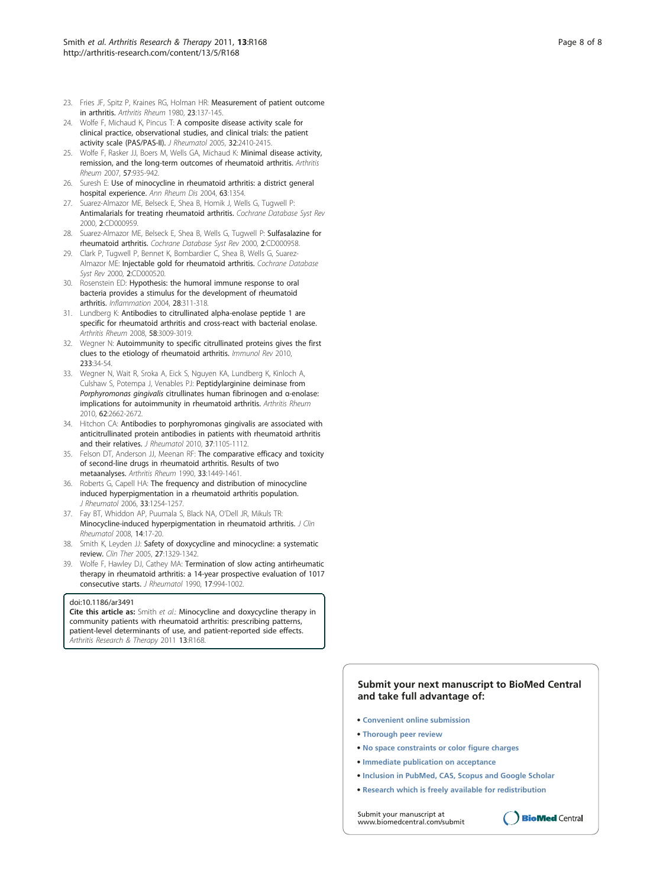23. Fries JF, Spitz P, Kraines RG, Holman HR: **Measurement of patient outcome in arthritis.** *Arthritis Rheum* 1980, **23**:137-145.
24. Wolfe F, Michaud K, Pincus T: **A composite disease activity scale for clinical practice, observational studies, and clinical trials: the patient activity scale (PAS/PAS-II).** *J Rheumatol* 2005, **32**:2410-2415.
25. Wolfe F, Rasker JJ, Boers M, Wells GA, Michaud K: **Minimal disease activity, remission, and the long-term outcomes of rheumatoid arthritis.** *Arthritis Rheum* 2007, **57**:935-942.
26. Suresh E: **Use of minocycline in rheumatoid arthritis: a district general hospital experience.** *Ann Rheum Dis* 2004, **63**:1354.
27. Suarez-Almazor ME, Belseck E, Shea B, Homik J, Wells G, Tugwell P: **Antimalarials for treating rheumatoid arthritis.** *Cochrane Database Syst Rev* 2000, **2**:CD000959.
28. Suarez-Almazor ME, Belseck E, Shea B, Wells G, Tugwell P: **Sulfasalazine for rheumatoid arthritis.** *Cochrane Database Syst Rev* 2000, **2**:CD000958.
29. Clark P, Tugwell P, Bennet K, Bombardier C, Shea B, Wells G, Suarez-Almazor ME: **Injectable gold for rheumatoid arthritis.** *Cochrane Database Syst Rev* 2000, **2**:CD000520.
30. Rosenstein ED: **Hypothesis: the humoral immune response to oral bacteria provides a stimulus for the development of rheumatoid arthritis.** *Inflammation* 2004, **28**:311-318.
31. Lundberg K: **Antibodies to citrullinated alpha-enolase peptide 1 are specific for rheumatoid arthritis and cross-react with bacterial enolase.** *Arthritis Rheum* 2008, **58**:3009-3019.
32. Wegner N: **Autoimmunity to specific citrullinated proteins gives the first clues to the etiology of rheumatoid arthritis.** *Immunol Rev* 2010, **233**:34-54.
33. Wegner N, Wait R, Sroka A, Eick S, Nguyen KA, Lundberg K, Kinloch A, Culshaw S, Potempa J, Venables PJ: **Peptidylarginine deiminase from *Porphyromonas gingivalis* citrullinates human fibrinogen and α-enolase: implications for autoimmunity in rheumatoid arthritis.** *Arthritis Rheum* 2010, **62**:2662-2672.
34. Hitchon CA: **Antibodies to porphyromonas gingivalis are associated with anticitrullinated protein antibodies in patients with rheumatoid arthritis and their relatives.** *J Rheumatol* 2010, **37**:1105-1112.
35. Felson DT, Anderson JJ, Meenan RF: **The comparative efficacy and toxicity of second-line drugs in rheumatoid arthritis. Results of two metaanalyses.** *Arthritis Rheum* 1990, **33**:1449-1461.
36. Roberts G, Capell HA: **The frequency and distribution of minocycline induced hyperpigmentation in a rheumatoid arthritis population.** *J Rheumatol* 2006, **33**:1254-1257.
37. Fay BT, Whiddon AP, Puumala S, Black NA, O'Dell JR, Mikuls TR: **Minocycline-induced hyperpigmentation in rheumatoid arthritis.** *J Clin Rheumatol* 2008, **14**:17-20.
38. Smith K, Leyden JJ: **Safety of doxycycline and minocycline: a systematic review.** *Clin Ther* 2005, **27**:1329-1342.
39. Wolfe F, Hawley DJ, Cathey MA: **Termination of slow acting antirheumatic therapy in rheumatoid arthritis: a 14-year prospective evaluation of 1017 consecutive starts.** *J Rheumatol* 1990, **17**:994-1002.

doi:10.1186/ar3491

**Cite this article as:** Smith *et al.*: Minocycline and doxycycline therapy in community patients with rheumatoid arthritis: prescribing patterns, patient-level determinants of use, and patient-reported side effects. *Arthritis Research & Therapy* 2011 **13**:R168.

**Submit your next manuscript to BioMed Central and take full advantage of:**

- Convenient online submission
- Thorough peer review
- No space constraints or color figure charges
- Immediate publication on acceptance
- Inclusion in PubMed, CAS, Scopus and Google Scholar
- Research which is freely available for redistribution

Submit your manuscript at
www.biomedcentral.com/submit

BioMed Central